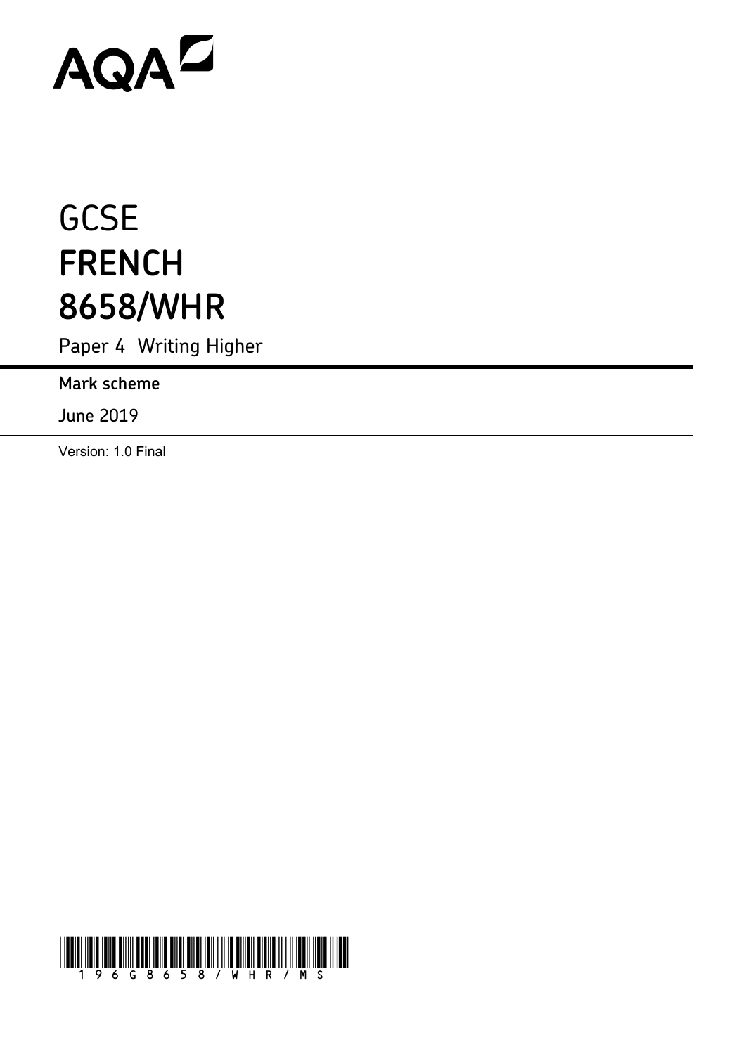AQA

# GCSE
# FRENCH
# 8658/WHR

Paper 4 Writing Higher

**Mark scheme**

June 2019

Version: 1.0 Final

196G8658/WHR/MS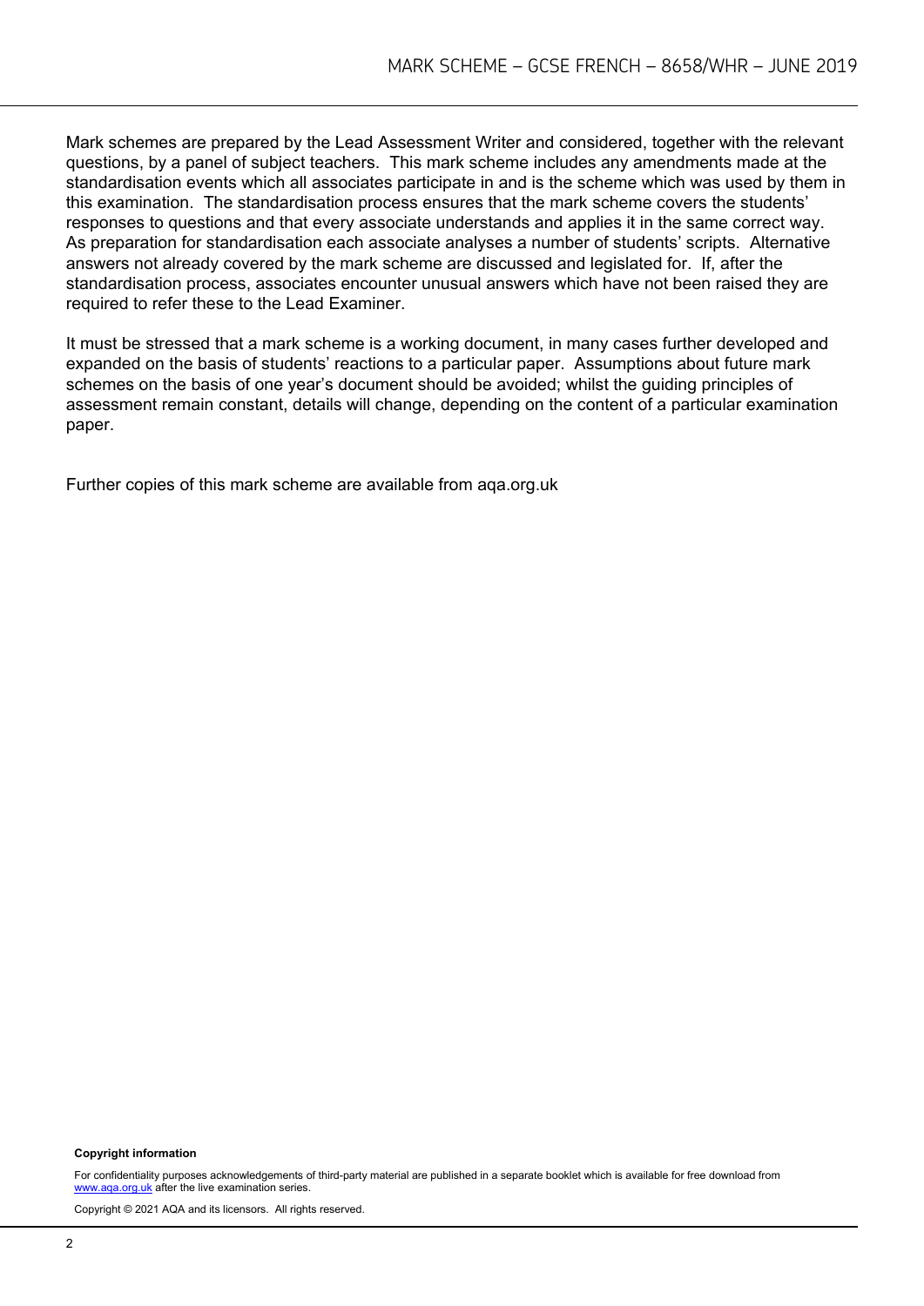Mark schemes are prepared by the Lead Assessment Writer and considered, together with the relevant questions, by a panel of subject teachers. This mark scheme includes any amendments made at the standardisation events which all associates participate in and is the scheme which was used by them in this examination. The standardisation process ensures that the mark scheme covers the students' responses to questions and that every associate understands and applies it in the same correct way. As preparation for standardisation each associate analyses a number of students' scripts. Alternative answers not already covered by the mark scheme are discussed and legislated for. If, after the standardisation process, associates encounter unusual answers which have not been raised they are required to refer these to the Lead Examiner.

It must be stressed that a mark scheme is a working document, in many cases further developed and expanded on the basis of students' reactions to a particular paper. Assumptions about future mark schemes on the basis of one year's document should be avoided; whilst the guiding principles of assessment remain constant, details will change, depending on the content of a particular examination paper.

Further copies of this mark scheme are available from aqa.org.uk

**Copyright information**

For confidentiality purposes acknowledgements of third-party material are published in a separate booklet which is available for free download from www.aqa.org.uk after the live examination series.

Copyright © 2021 AQA and its licensors. All rights reserved.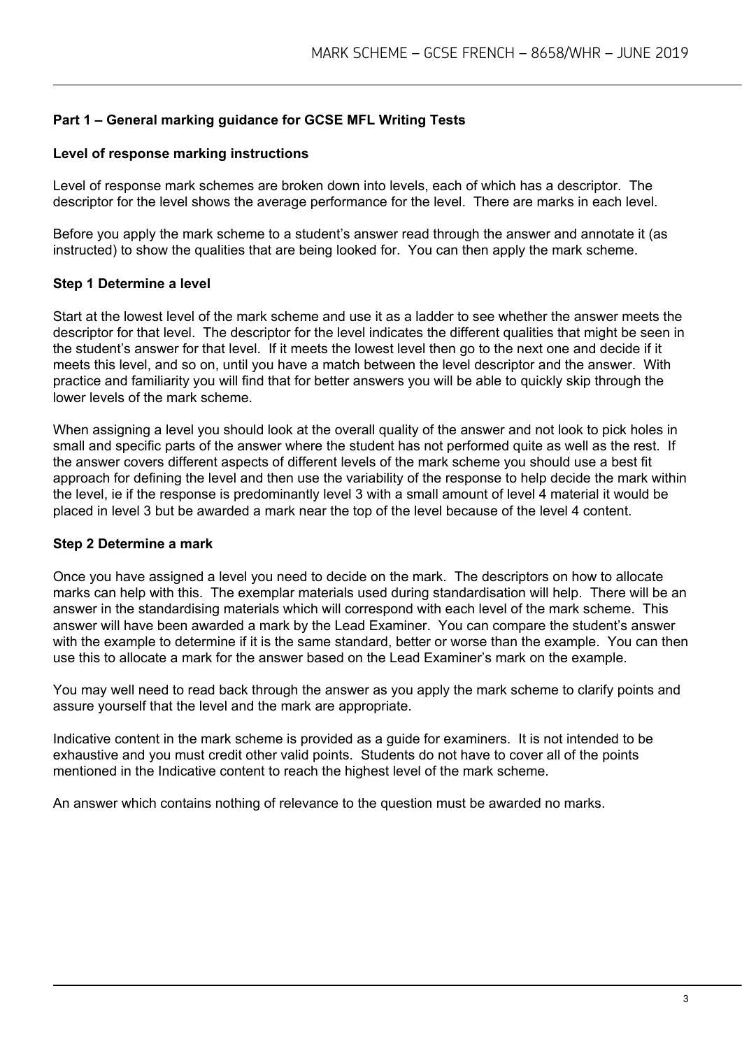## Part 1 – General marking guidance for GCSE MFL Writing Tests

### Level of response marking instructions

Level of response mark schemes are broken down into levels, each of which has a descriptor. The descriptor for the level shows the average performance for the level. There are marks in each level.

Before you apply the mark scheme to a student's answer read through the answer and annotate it (as instructed) to show the qualities that are being looked for. You can then apply the mark scheme.

### Step 1 Determine a level

Start at the lowest level of the mark scheme and use it as a ladder to see whether the answer meets the descriptor for that level. The descriptor for the level indicates the different qualities that might be seen in the student's answer for that level. If it meets the lowest level then go to the next one and decide if it meets this level, and so on, until you have a match between the level descriptor and the answer. With practice and familiarity you will find that for better answers you will be able to quickly skip through the lower levels of the mark scheme.

When assigning a level you should look at the overall quality of the answer and not look to pick holes in small and specific parts of the answer where the student has not performed quite as well as the rest. If the answer covers different aspects of different levels of the mark scheme you should use a best fit approach for defining the level and then use the variability of the response to help decide the mark within the level, ie if the response is predominantly level 3 with a small amount of level 4 material it would be placed in level 3 but be awarded a mark near the top of the level because of the level 4 content.

### Step 2 Determine a mark

Once you have assigned a level you need to decide on the mark. The descriptors on how to allocate marks can help with this. The exemplar materials used during standardisation will help. There will be an answer in the standardising materials which will correspond with each level of the mark scheme. This answer will have been awarded a mark by the Lead Examiner. You can compare the student's answer with the example to determine if it is the same standard, better or worse than the example. You can then use this to allocate a mark for the answer based on the Lead Examiner's mark on the example.

You may well need to read back through the answer as you apply the mark scheme to clarify points and assure yourself that the level and the mark are appropriate.

Indicative content in the mark scheme is provided as a guide for examiners. It is not intended to be exhaustive and you must credit other valid points. Students do not have to cover all of the points mentioned in the Indicative content to reach the highest level of the mark scheme.

An answer which contains nothing of relevance to the question must be awarded no marks.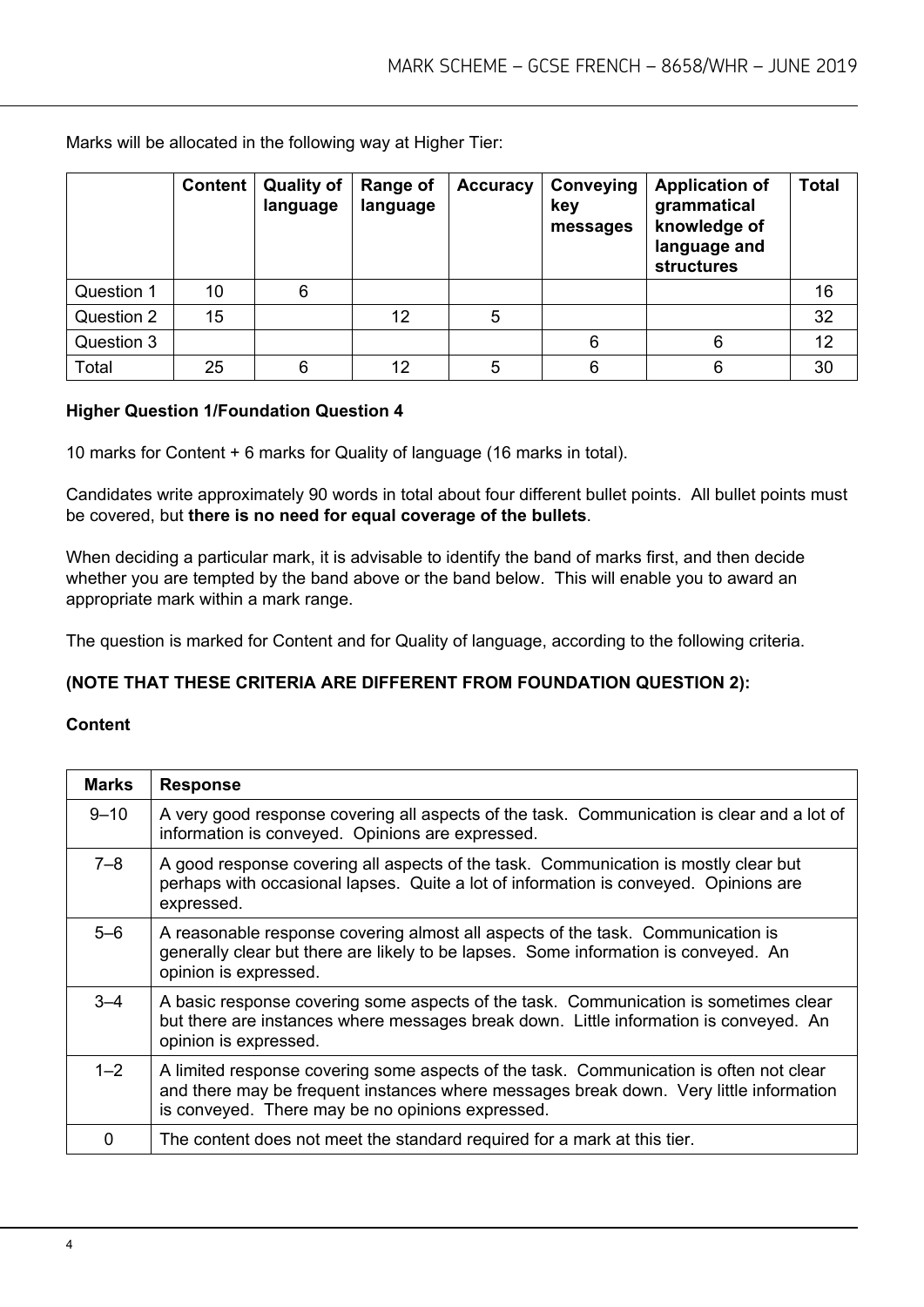Marks will be allocated in the following way at Higher Tier:

| | Content | Quality of language | Range of language | Accuracy | Conveying key messages | Application of grammatical knowledge of language and structures | Total |
|---|---|---|---|---|---|---|---|
| Question 1 | 10 | 6 | | | | | 16 |
| Question 2 | 15 | | 12 | 5 | | | 32 |
| Question 3 | | | | | 6 | 6 | 12 |
| Total | 25 | 6 | 12 | 5 | 6 | 6 | 30 |

**Higher Question 1/Foundation Question 4**

10 marks for Content + 6 marks for Quality of language (16 marks in total).

Candidates write approximately 90 words in total about four different bullet points. All bullet points must be covered, but **there is no need for equal coverage of the bullets**.

When deciding a particular mark, it is advisable to identify the band of marks first, and then decide whether you are tempted by the band above or the band below. This will enable you to award an appropriate mark within a mark range.

The question is marked for Content and for Quality of language, according to the following criteria.

**(NOTE THAT THESE CRITERIA ARE DIFFERENT FROM FOUNDATION QUESTION 2):**

**Content**

| Marks | Response |
|---|---|
| 9–10 | A very good response covering all aspects of the task. Communication is clear and a lot of information is conveyed. Opinions are expressed. |
| 7–8 | A good response covering all aspects of the task. Communication is mostly clear but perhaps with occasional lapses. Quite a lot of information is conveyed. Opinions are expressed. |
| 5–6 | A reasonable response covering almost all aspects of the task. Communication is generally clear but there are likely to be lapses. Some information is conveyed. An opinion is expressed. |
| 3–4 | A basic response covering some aspects of the task. Communication is sometimes clear but there are instances where messages break down. Little information is conveyed. An opinion is expressed. |
| 1–2 | A limited response covering some aspects of the task. Communication is often not clear and there may be frequent instances where messages break down. Very little information is conveyed. There may be no opinions expressed. |
| 0 | The content does not meet the standard required for a mark at this tier. |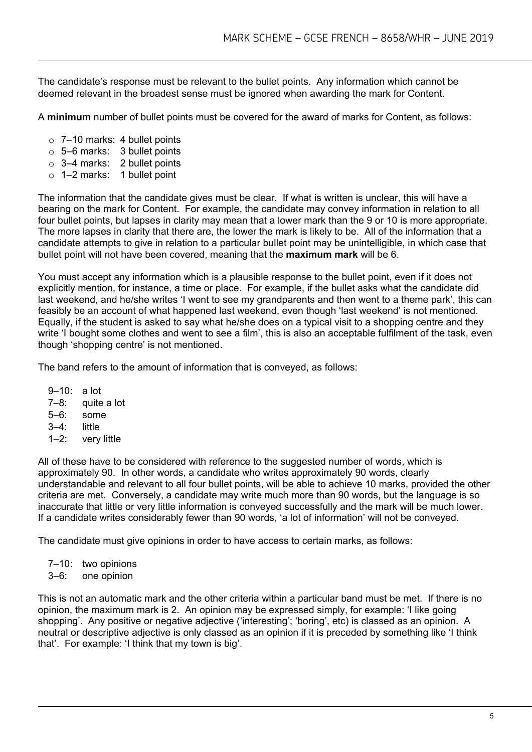The candidate's response must be relevant to the bullet points. Any information which cannot be deemed relevant in the broadest sense must be ignored when awarding the mark for Content.

A **minimum** number of bullet points must be covered for the award of marks for Content, as follows:

- 7–10 marks: 4 bullet points
- 5–6 marks: 3 bullet points
- 3–4 marks: 2 bullet points
- 1–2 marks: 1 bullet point

The information that the candidate gives must be clear. If what is written is unclear, this will have a bearing on the mark for Content. For example, the candidate may convey information in relation to all four bullet points, but lapses in clarity may mean that a lower mark than the 9 or 10 is more appropriate. The more lapses in clarity that there are, the lower the mark is likely to be. All of the information that a candidate attempts to give in relation to a particular bullet point may be unintelligible, in which case that bullet point will not have been covered, meaning that the **maximum mark** will be 6.

You must accept any information which is a plausible response to the bullet point, even if it does not explicitly mention, for instance, a time or place. For example, if the bullet asks what the candidate did last weekend, and he/she writes 'I went to see my grandparents and then went to a theme park', this can feasibly be an account of what happened last weekend, even though 'last weekend' is not mentioned. Equally, if the student is asked to say what he/she does on a typical visit to a shopping centre and they write 'I bought some clothes and went to see a film', this is also an acceptable fulfilment of the task, even though 'shopping centre' is not mentioned.

The band refers to the amount of information that is conveyed, as follows:

- 9–10: a lot
- 7–8: quite a lot
- 5–6: some
- 3–4: little
- 1–2: very little

All of these have to be considered with reference to the suggested number of words, which is approximately 90. In other words, a candidate who writes approximately 90 words, clearly understandable and relevant to all four bullet points, will be able to achieve 10 marks, provided the other criteria are met. Conversely, a candidate may write much more than 90 words, but the language is so inaccurate that little or very little information is conveyed successfully and the mark will be much lower. If a candidate writes considerably fewer than 90 words, 'a lot of information' will not be conveyed.

The candidate must give opinions in order to have access to certain marks, as follows:

- 7–10: two opinions
- 3–6: one opinion

This is not an automatic mark and the other criteria within a particular band must be met. If there is no opinion, the maximum mark is 2. An opinion may be expressed simply, for example: 'I like going shopping'. Any positive or negative adjective ('interesting'; 'boring', etc) is classed as an opinion. A neutral or descriptive adjective is only classed as an opinion if it is preceded by something like 'I think that'. For example: 'I think that my town is big'.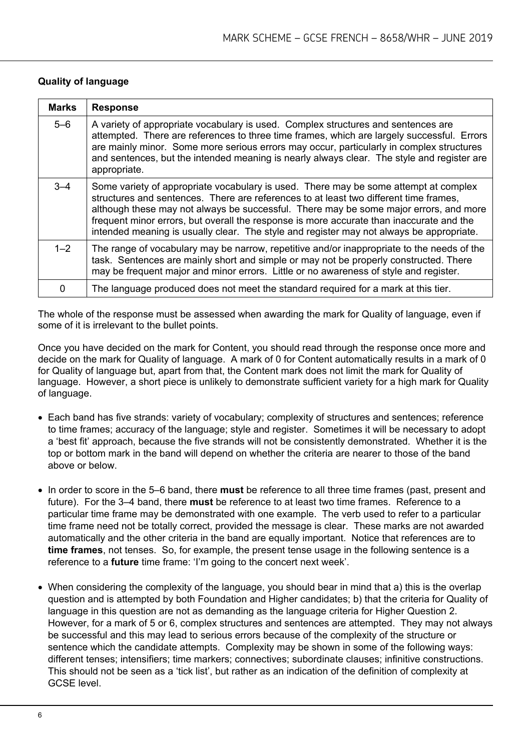**Quality of language**

| Marks | Response |
|---|---|
| 5–6 | A variety of appropriate vocabulary is used. Complex structures and sentences are attempted. There are references to three time frames, which are largely successful. Errors are mainly minor. Some more serious errors may occur, particularly in complex structures and sentences, but the intended meaning is nearly always clear. The style and register are appropriate. |
| 3–4 | Some variety of appropriate vocabulary is used. There may be some attempt at complex structures and sentences. There are references to at least two different time frames, although these may not always be successful. There may be some major errors, and more frequent minor errors, but overall the response is more accurate than inaccurate and the intended meaning is usually clear. The style and register may not always be appropriate. |
| 1–2 | The range of vocabulary may be narrow, repetitive and/or inappropriate to the needs of the task. Sentences are mainly short and simple or may not be properly constructed. There may be frequent major and minor errors. Little or no awareness of style and register. |
| 0 | The language produced does not meet the standard required for a mark at this tier. |

The whole of the response must be assessed when awarding the mark for Quality of language, even if some of it is irrelevant to the bullet points.

Once you have decided on the mark for Content, you should read through the response once more and decide on the mark for Quality of language. A mark of 0 for Content automatically results in a mark of 0 for Quality of language but, apart from that, the Content mark does not limit the mark for Quality of language. However, a short piece is unlikely to demonstrate sufficient variety for a high mark for Quality of language.

- Each band has five strands: variety of vocabulary; complexity of structures and sentences; reference to time frames; accuracy of the language; style and register. Sometimes it will be necessary to adopt a 'best fit' approach, because the five strands will not be consistently demonstrated. Whether it is the top or bottom mark in the band will depend on whether the criteria are nearer to those of the band above or below.

- In order to score in the 5–6 band, there **must** be reference to all three time frames (past, present and future). For the 3–4 band, there **must** be reference to at least two time frames. Reference to a particular time frame may be demonstrated with one example. The verb used to refer to a particular time frame need not be totally correct, provided the message is clear. These marks are not awarded automatically and the other criteria in the band are equally important. Notice that references are to **time frames**, not tenses. So, for example, the present tense usage in the following sentence is a reference to a **future** time frame: 'I'm going to the concert next week'.

- When considering the complexity of the language, you should bear in mind that a) this is the overlap question and is attempted by both Foundation and Higher candidates; b) that the criteria for Quality of language in this question are not as demanding as the language criteria for Higher Question 2. However, for a mark of 5 or 6, complex structures and sentences are attempted. They may not always be successful and this may lead to serious errors because of the complexity of the structure or sentence which the candidate attempts. Complexity may be shown in some of the following ways: different tenses; intensifiers; time markers; connectives; subordinate clauses; infinitive constructions. This should not be seen as a 'tick list', but rather as an indication of the definition of complexity at GCSE level.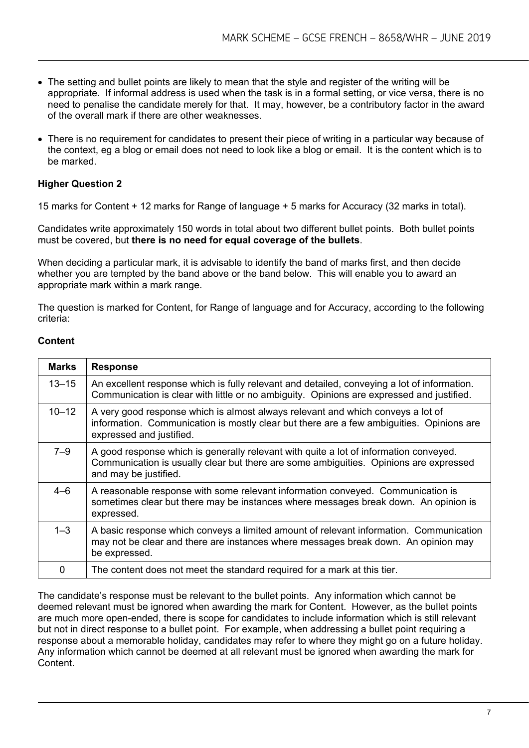- The setting and bullet points are likely to mean that the style and register of the writing will be appropriate. If informal address is used when the task is in a formal setting, or vice versa, there is no need to penalise the candidate merely for that. It may, however, be a contributory factor in the award of the overall mark if there are other weaknesses.
- There is no requirement for candidates to present their piece of writing in a particular way because of the context, eg a blog or email does not need to look like a blog or email. It is the content which is to be marked.

**Higher Question 2**

15 marks for Content + 12 marks for Range of language + 5 marks for Accuracy (32 marks in total).

Candidates write approximately 150 words in total about two different bullet points. Both bullet points must be covered, but **there is no need for equal coverage of the bullets**.

When deciding a particular mark, it is advisable to identify the band of marks first, and then decide whether you are tempted by the band above or the band below. This will enable you to award an appropriate mark within a mark range.

The question is marked for Content, for Range of language and for Accuracy, according to the following criteria:

**Content**

| Marks | Response |
| --- | --- |
| 13–15 | An excellent response which is fully relevant and detailed, conveying a lot of information. Communication is clear with little or no ambiguity. Opinions are expressed and justified. |
| 10–12 | A very good response which is almost always relevant and which conveys a lot of information. Communication is mostly clear but there are a few ambiguities. Opinions are expressed and justified. |
| 7–9 | A good response which is generally relevant with quite a lot of information conveyed. Communication is usually clear but there are some ambiguities. Opinions are expressed and may be justified. |
| 4–6 | A reasonable response with some relevant information conveyed. Communication is sometimes clear but there may be instances where messages break down. An opinion is expressed. |
| 1–3 | A basic response which conveys a limited amount of relevant information. Communication may not be clear and there are instances where messages break down. An opinion may be expressed. |
| 0 | The content does not meet the standard required for a mark at this tier. |

The candidate's response must be relevant to the bullet points. Any information which cannot be deemed relevant must be ignored when awarding the mark for Content. However, as the bullet points are much more open-ended, there is scope for candidates to include information which is still relevant but not in direct response to a bullet point. For example, when addressing a bullet point requiring a response about a memorable holiday, candidates may refer to where they might go on a future holiday. Any information which cannot be deemed at all relevant must be ignored when awarding the mark for Content.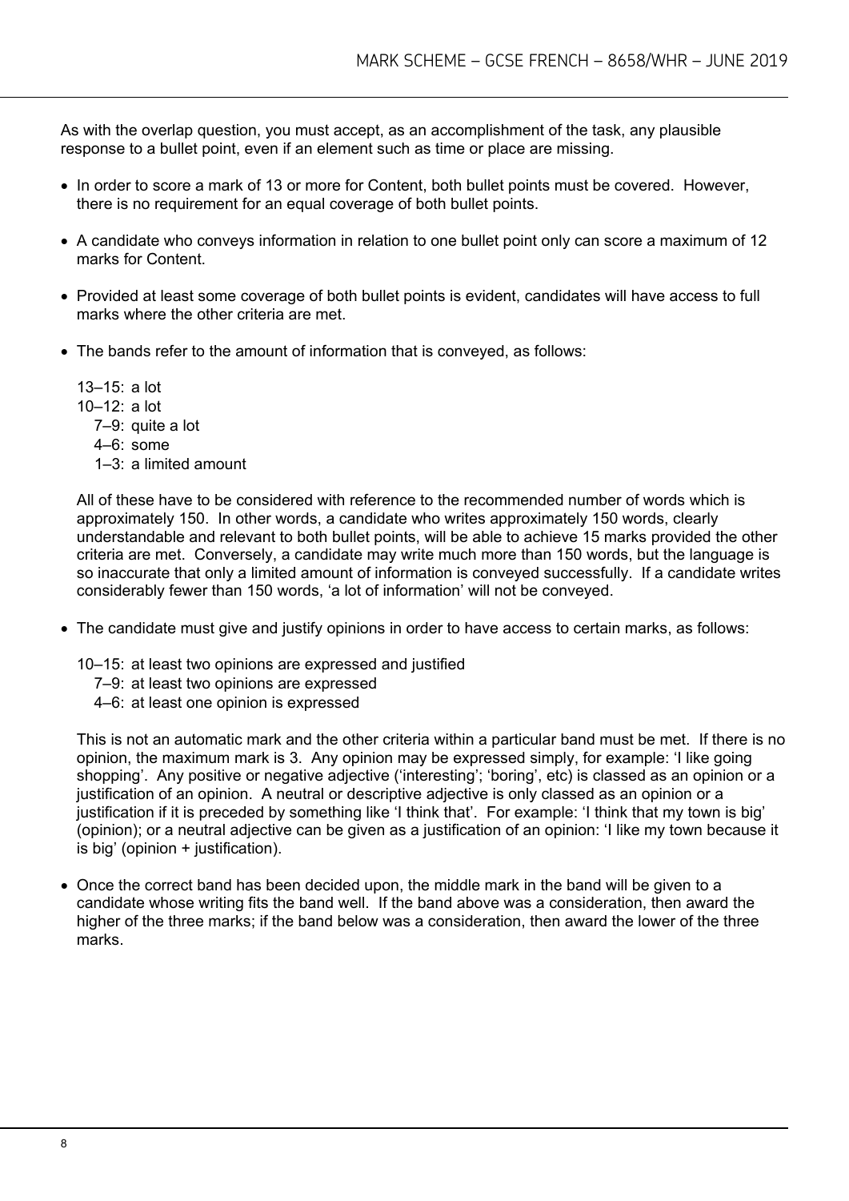As with the overlap question, you must accept, as an accomplishment of the task, any plausible response to a bullet point, even if an element such as time or place are missing.

- In order to score a mark of 13 or more for Content, both bullet points must be covered. However, there is no requirement for an equal coverage of both bullet points.
- A candidate who conveys information in relation to one bullet point only can score a maximum of 12 marks for Content.
- Provided at least some coverage of both bullet points is evident, candidates will have access to full marks where the other criteria are met.
- The bands refer to the amount of information that is conveyed, as follows:

  13–15: a lot
  10–12: a lot
  7–9: quite a lot
  4–6: some
  1–3: a limited amount

  All of these have to be considered with reference to the recommended number of words which is approximately 150. In other words, a candidate who writes approximately 150 words, clearly understandable and relevant to both bullet points, will be able to achieve 15 marks provided the other criteria are met. Conversely, a candidate may write much more than 150 words, but the language is so inaccurate that only a limited amount of information is conveyed successfully. If a candidate writes considerably fewer than 150 words, 'a lot of information' will not be conveyed.

- The candidate must give and justify opinions in order to have access to certain marks, as follows:

  10–15: at least two opinions are expressed and justified
  7–9: at least two opinions are expressed
  4–6: at least one opinion is expressed

  This is not an automatic mark and the other criteria within a particular band must be met. If there is no opinion, the maximum mark is 3. Any opinion may be expressed simply, for example: 'I like going shopping'. Any positive or negative adjective ('interesting'; 'boring', etc) is classed as an opinion or a justification of an opinion. A neutral or descriptive adjective is only classed as an opinion or a justification if it is preceded by something like 'I think that'. For example: 'I think that my town is big' (opinion); or a neutral adjective can be given as a justification of an opinion: 'I like my town because it is big' (opinion + justification).

- Once the correct band has been decided upon, the middle mark in the band will be given to a candidate whose writing fits the band well. If the band above was a consideration, then award the higher of the three marks; if the band below was a consideration, then award the lower of the three marks.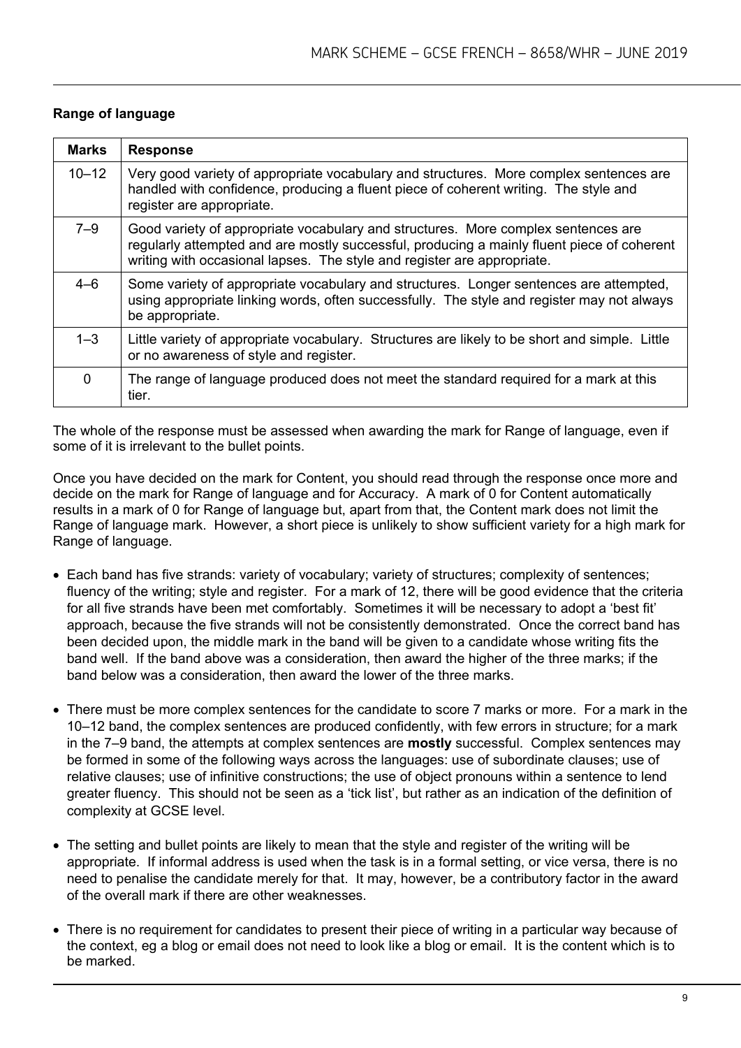**Range of language**

| Marks | Response |
| --- | --- |
| 10–12 | Very good variety of appropriate vocabulary and structures. More complex sentences are handled with confidence, producing a fluent piece of coherent writing. The style and register are appropriate. |
| 7–9 | Good variety of appropriate vocabulary and structures. More complex sentences are regularly attempted and are mostly successful, producing a mainly fluent piece of coherent writing with occasional lapses. The style and register are appropriate. |
| 4–6 | Some variety of appropriate vocabulary and structures. Longer sentences are attempted, using appropriate linking words, often successfully. The style and register may not always be appropriate. |
| 1–3 | Little variety of appropriate vocabulary. Structures are likely to be short and simple. Little or no awareness of style and register. |
| 0 | The range of language produced does not meet the standard required for a mark at this tier. |

The whole of the response must be assessed when awarding the mark for Range of language, even if some of it is irrelevant to the bullet points.

Once you have decided on the mark for Content, you should read through the response once more and decide on the mark for Range of language and for Accuracy. A mark of 0 for Content automatically results in a mark of 0 for Range of language but, apart from that, the Content mark does not limit the Range of language mark. However, a short piece is unlikely to show sufficient variety for a high mark for Range of language.

- Each band has five strands: variety of vocabulary; variety of structures; complexity of sentences; fluency of the writing; style and register. For a mark of 12, there will be good evidence that the criteria for all five strands have been met comfortably. Sometimes it will be necessary to adopt a 'best fit' approach, because the five strands will not be consistently demonstrated. Once the correct band has been decided upon, the middle mark in the band will be given to a candidate whose writing fits the band well. If the band above was a consideration, then award the higher of the three marks; if the band below was a consideration, then award the lower of the three marks.

- There must be more complex sentences for the candidate to score 7 marks or more. For a mark in the 10–12 band, the complex sentences are produced confidently, with few errors in structure; for a mark in the 7–9 band, the attempts at complex sentences are **mostly** successful. Complex sentences may be formed in some of the following ways across the languages: use of subordinate clauses; use of relative clauses; use of infinitive constructions; the use of object pronouns within a sentence to lend greater fluency. This should not be seen as a 'tick list', but rather as an indication of the definition of complexity at GCSE level.

- The setting and bullet points are likely to mean that the style and register of the writing will be appropriate. If informal address is used when the task is in a formal setting, or vice versa, there is no need to penalise the candidate merely for that. It may, however, be a contributory factor in the award of the overall mark if there are other weaknesses.

- There is no requirement for candidates to present their piece of writing in a particular way because of the context, eg a blog or email does not need to look like a blog or email. It is the content which is to be marked.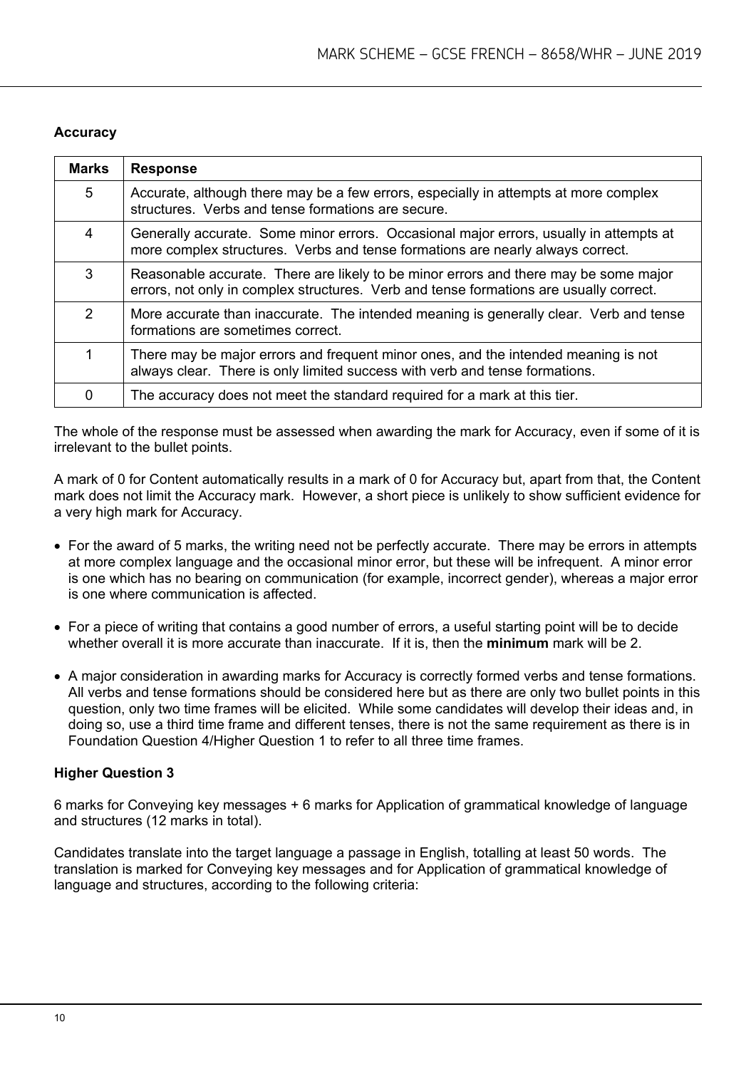**Accuracy**

| Marks | Response |
|---|---|
| 5 | Accurate, although there may be a few errors, especially in attempts at more complex structures. Verbs and tense formations are secure. |
| 4 | Generally accurate. Some minor errors. Occasional major errors, usually in attempts at more complex structures. Verbs and tense formations are nearly always correct. |
| 3 | Reasonable accurate. There are likely to be minor errors and there may be some major errors, not only in complex structures. Verb and tense formations are usually correct. |
| 2 | More accurate than inaccurate. The intended meaning is generally clear. Verb and tense formations are sometimes correct. |
| 1 | There may be major errors and frequent minor ones, and the intended meaning is not always clear. There is only limited success with verb and tense formations. |
| 0 | The accuracy does not meet the standard required for a mark at this tier. |

The whole of the response must be assessed when awarding the mark for Accuracy, even if some of it is irrelevant to the bullet points.

A mark of 0 for Content automatically results in a mark of 0 for Accuracy but, apart from that, the Content mark does not limit the Accuracy mark. However, a short piece is unlikely to show sufficient evidence for a very high mark for Accuracy.

- For the award of 5 marks, the writing need not be perfectly accurate. There may be errors in attempts at more complex language and the occasional minor error, but these will be infrequent. A minor error is one which has no bearing on communication (for example, incorrect gender), whereas a major error is one where communication is affected.
- For a piece of writing that contains a good number of errors, a useful starting point will be to decide whether overall it is more accurate than inaccurate. If it is, then the **minimum** mark will be 2.
- A major consideration in awarding marks for Accuracy is correctly formed verbs and tense formations. All verbs and tense formations should be considered here but as there are only two bullet points in this question, only two time frames will be elicited. While some candidates will develop their ideas and, in doing so, use a third time frame and different tenses, there is not the same requirement as there is in Foundation Question 4/Higher Question 1 to refer to all three time frames.

**Higher Question 3**

6 marks for Conveying key messages + 6 marks for Application of grammatical knowledge of language and structures (12 marks in total).

Candidates translate into the target language a passage in English, totalling at least 50 words. The translation is marked for Conveying key messages and for Application of grammatical knowledge of language and structures, according to the following criteria: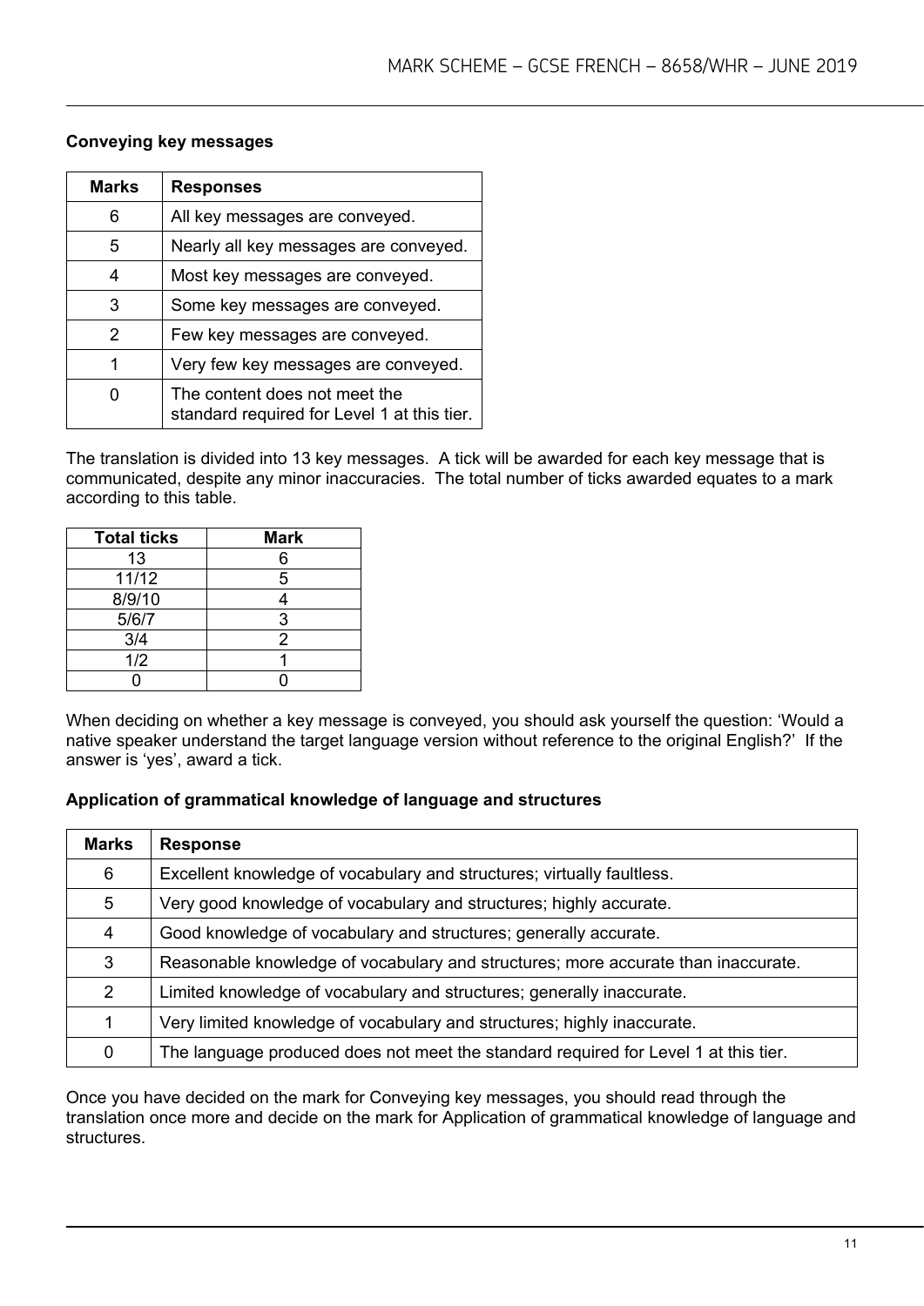**Conveying key messages**

| Marks | Responses |
|---|---|
| 6 | All key messages are conveyed. |
| 5 | Nearly all key messages are conveyed. |
| 4 | Most key messages are conveyed. |
| 3 | Some key messages are conveyed. |
| 2 | Few key messages are conveyed. |
| 1 | Very few key messages are conveyed. |
| 0 | The content does not meet the standard required for Level 1 at this tier. |

The translation is divided into 13 key messages. A tick will be awarded for each key message that is communicated, despite any minor inaccuracies. The total number of ticks awarded equates to a mark according to this table.

| Total ticks | Mark |
|---|---|
| 13 | 6 |
| 11/12 | 5 |
| 8/9/10 | 4 |
| 5/6/7 | 3 |
| 3/4 | 2 |
| 1/2 | 1 |
| 0 | 0 |

When deciding on whether a key message is conveyed, you should ask yourself the question: 'Would a native speaker understand the target language version without reference to the original English?' If the answer is 'yes', award a tick.

**Application of grammatical knowledge of language and structures**

| Marks | Response |
|---|---|
| 6 | Excellent knowledge of vocabulary and structures; virtually faultless. |
| 5 | Very good knowledge of vocabulary and structures; highly accurate. |
| 4 | Good knowledge of vocabulary and structures; generally accurate. |
| 3 | Reasonable knowledge of vocabulary and structures; more accurate than inaccurate. |
| 2 | Limited knowledge of vocabulary and structures; generally inaccurate. |
| 1 | Very limited knowledge of vocabulary and structures; highly inaccurate. |
| 0 | The language produced does not meet the standard required for Level 1 at this tier. |

Once you have decided on the mark for Conveying key messages, you should read through the translation once more and decide on the mark for Application of grammatical knowledge of language and structures.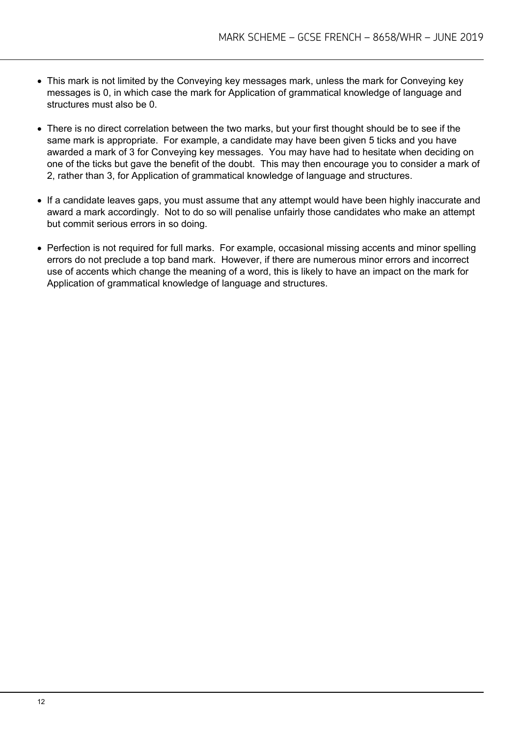- This mark is not limited by the Conveying key messages mark, unless the mark for Conveying key messages is 0, in which case the mark for Application of grammatical knowledge of language and structures must also be 0.

- There is no direct correlation between the two marks, but your first thought should be to see if the same mark is appropriate. For example, a candidate may have been given 5 ticks and you have awarded a mark of 3 for Conveying key messages. You may have had to hesitate when deciding on one of the ticks but gave the benefit of the doubt. This may then encourage you to consider a mark of 2, rather than 3, for Application of grammatical knowledge of language and structures.

- If a candidate leaves gaps, you must assume that any attempt would have been highly inaccurate and award a mark accordingly. Not to do so will penalise unfairly those candidates who make an attempt but commit serious errors in so doing.

- Perfection is not required for full marks. For example, occasional missing accents and minor spelling errors do not preclude a top band mark. However, if there are numerous minor errors and incorrect use of accents which change the meaning of a word, this is likely to have an impact on the mark for Application of grammatical knowledge of language and structures.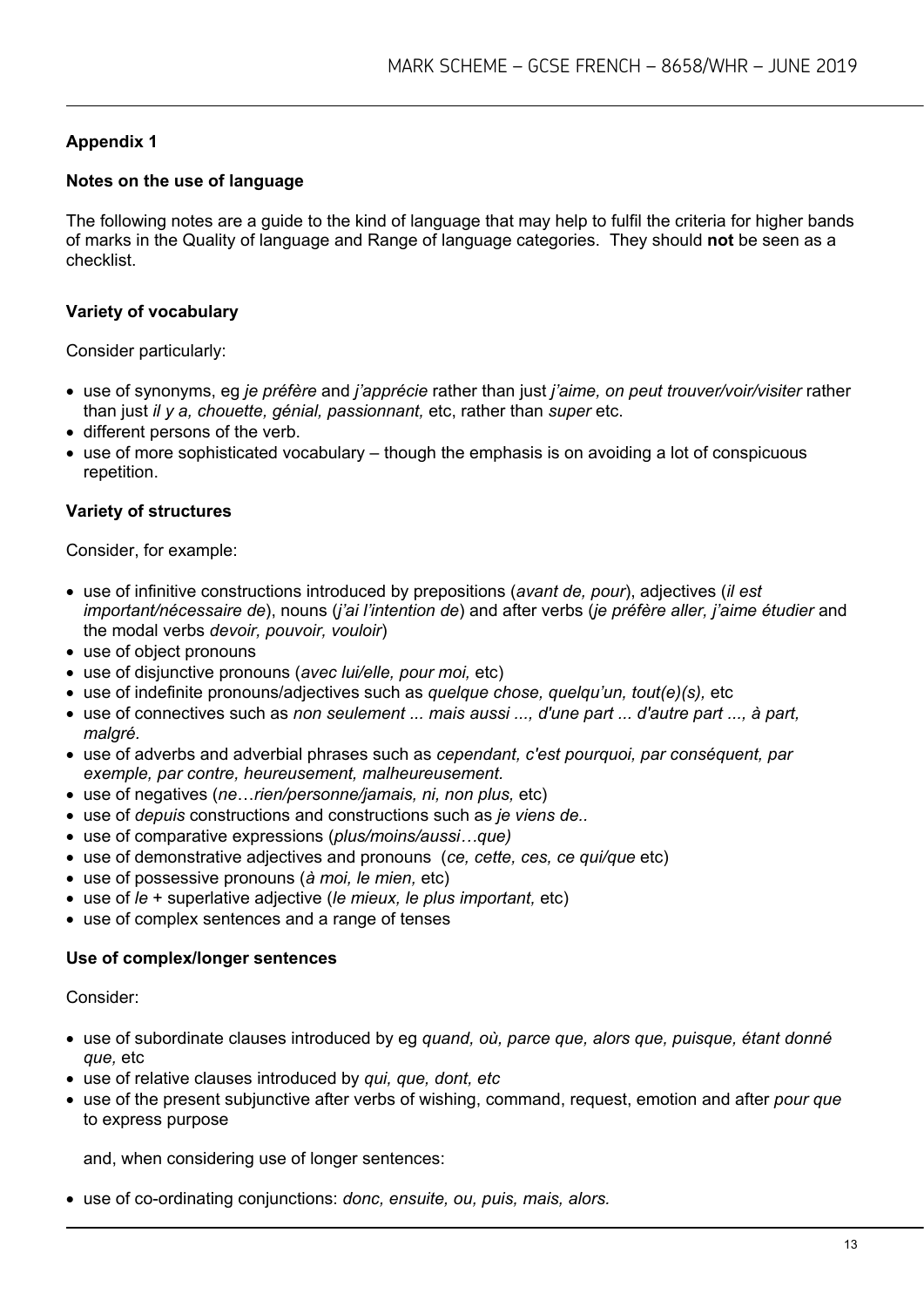## Appendix 1

### Notes on the use of language

The following notes are a guide to the kind of language that may help to fulfil the criteria for higher bands of marks in the Quality of language and Range of language categories. They should **not** be seen as a checklist.

### Variety of vocabulary

Consider particularly:

- use of synonyms, eg *je préfère* and *j'apprécie* rather than just *j'aime, on peut trouver/voir/visiter* rather than just *il y a, chouette, génial, passionnant,* etc, rather than *super* etc.
- different persons of the verb.
- use of more sophisticated vocabulary – though the emphasis is on avoiding a lot of conspicuous repetition.

### Variety of structures

Consider, for example:

- use of infinitive constructions introduced by prepositions (*avant de, pour*), adjectives (*il est important/nécessaire de*), nouns (*j'ai l'intention de*) and after verbs (*je préfère aller, j'aime étudier* and the modal verbs *devoir, pouvoir, vouloir*)
- use of object pronouns
- use of disjunctive pronouns (*avec lui/elle, pour moi,* etc)
- use of indefinite pronouns/adjectives such as *quelque chose, quelqu'un, tout(e)(s),* etc
- use of connectives such as *non seulement ... mais aussi ..., d'une part ... d'autre part ..., à part, malgré.*
- use of adverbs and adverbial phrases such as *cependant, c'est pourquoi, par conséquent, par exemple, par contre, heureusement, malheureusement.*
- use of negatives (*ne…rien/personne/jamais, ni, non plus,* etc)
- use of *depuis* constructions and constructions such as *je viens de..*
- use of comparative expressions (*plus/moins/aussi…que)*
- use of demonstrative adjectives and pronouns (*ce, cette, ces, ce qui/que* etc)
- use of possessive pronouns (*à moi, le mien,* etc)
- use of *le* + superlative adjective (*le mieux, le plus important,* etc)
- use of complex sentences and a range of tenses

### Use of complex/longer sentences

Consider:

- use of subordinate clauses introduced by eg *quand, où, parce que, alors que, puisque, étant donné que,* etc
- use of relative clauses introduced by *qui, que, dont, etc*
- use of the present subjunctive after verbs of wishing, command, request, emotion and after *pour que* to express purpose

  and, when considering use of longer sentences:

- use of co-ordinating conjunctions: *donc, ensuite, ou, puis, mais, alors.*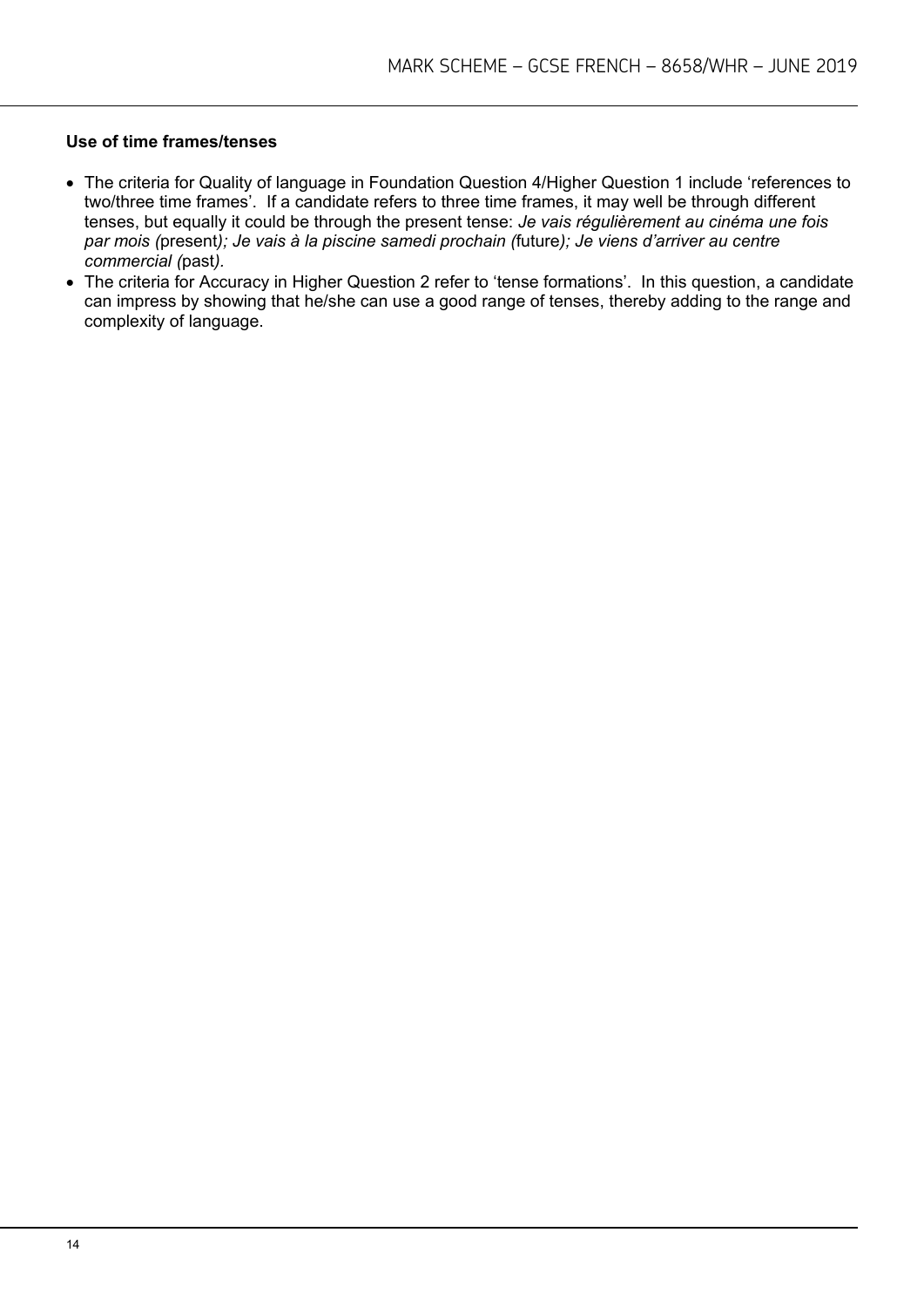**Use of time frames/tenses**

- The criteria for Quality of language in Foundation Question 4/Higher Question 1 include 'references to two/three time frames'. If a candidate refers to three time frames, it may well be through different tenses, but equally it could be through the present tense: *Je vais régulièrement au cinéma une fois par mois (*present*); Je vais à la piscine samedi prochain (*future*); Je viens d'arriver au centre commercial (*past*).*
- The criteria for Accuracy in Higher Question 2 refer to 'tense formations'. In this question, a candidate can impress by showing that he/she can use a good range of tenses, thereby adding to the range and complexity of language.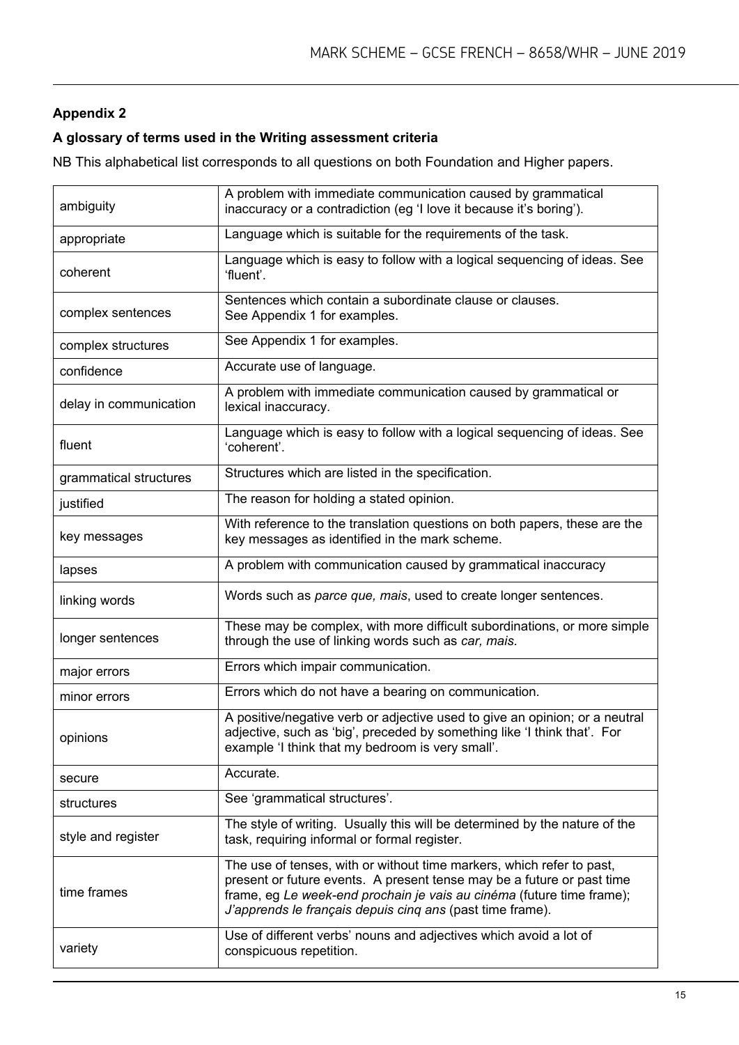## Appendix 2

### A glossary of terms used in the Writing assessment criteria

NB This alphabetical list corresponds to all questions on both Foundation and Higher papers.

| | |
|---|---|
| ambiguity | A problem with immediate communication caused by grammatical inaccuracy or a contradiction (eg 'I love it because it's boring'). |
| appropriate | Language which is suitable for the requirements of the task. |
| coherent | Language which is easy to follow with a logical sequencing of ideas. See 'fluent'. |
| complex sentences | Sentences which contain a subordinate clause or clauses. See Appendix 1 for examples. |
| complex structures | See Appendix 1 for examples. |
| confidence | Accurate use of language. |
| delay in communication | A problem with immediate communication caused by grammatical or lexical inaccuracy. |
| fluent | Language which is easy to follow with a logical sequencing of ideas. See 'coherent'. |
| grammatical structures | Structures which are listed in the specification. |
| justified | The reason for holding a stated opinion. |
| key messages | With reference to the translation questions on both papers, these are the key messages as identified in the mark scheme. |
| lapses | A problem with communication caused by grammatical inaccuracy |
| linking words | Words such as *parce que, mais*, used to create longer sentences. |
| longer sentences | These may be complex, with more difficult subordinations, or more simple through the use of linking words such as *car, mais*. |
| major errors | Errors which impair communication. |
| minor errors | Errors which do not have a bearing on communication. |
| opinions | A positive/negative verb or adjective used to give an opinion; or a neutral adjective, such as 'big', preceded by something like 'I think that'. For example 'I think that my bedroom is very small'. |
| secure | Accurate. |
| structures | See 'grammatical structures'. |
| style and register | The style of writing. Usually this will be determined by the nature of the task, requiring informal or formal register. |
| time frames | The use of tenses, with or without time markers, which refer to past, present or future events. A present tense may be a future or past time frame, eg *Le week-end prochain je vais au cinéma* (future time frame); *J'apprends le français depuis cinq ans* (past time frame). |
| variety | Use of different verbs' nouns and adjectives which avoid a lot of conspicuous repetition. |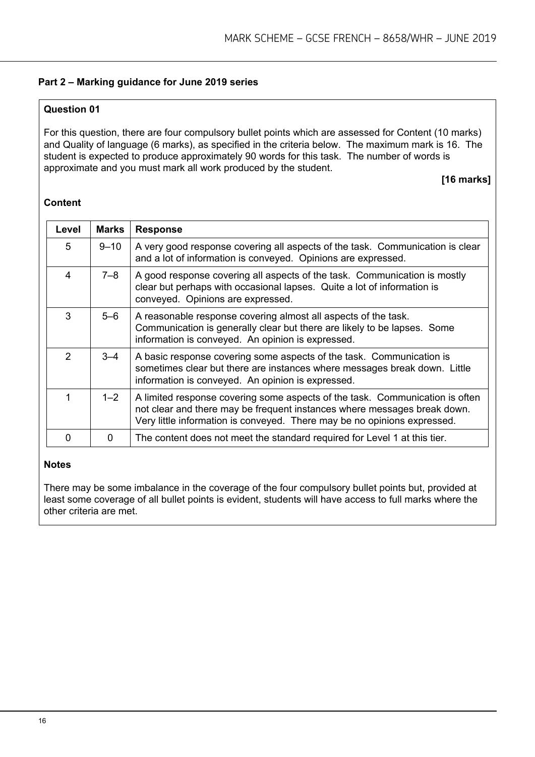## Part 2 – Marking guidance for June 2019 series

### Question 01

For this question, there are four compulsory bullet points which are assessed for Content (10 marks) and Quality of language (6 marks), as specified in the criteria below. The maximum mark is 16. The student is expected to produce approximately 90 words for this task. The number of words is approximate and you must mark all work produced by the student.

**[16 marks]**

### Content

| Level | Marks | Response |
|---|---|---|
| 5 | 9–10 | A very good response covering all aspects of the task. Communication is clear and a lot of information is conveyed. Opinions are expressed. |
| 4 | 7–8 | A good response covering all aspects of the task. Communication is mostly clear but perhaps with occasional lapses. Quite a lot of information is conveyed. Opinions are expressed. |
| 3 | 5–6 | A reasonable response covering almost all aspects of the task. Communication is generally clear but there are likely to be lapses. Some information is conveyed. An opinion is expressed. |
| 2 | 3–4 | A basic response covering some aspects of the task. Communication is sometimes clear but there are instances where messages break down. Little information is conveyed. An opinion is expressed. |
| 1 | 1–2 | A limited response covering some aspects of the task. Communication is often not clear and there may be frequent instances where messages break down. Very little information is conveyed. There may be no opinions expressed. |
| 0 | 0 | The content does not meet the standard required for Level 1 at this tier. |

### Notes

There may be some imbalance in the coverage of the four compulsory bullet points but, provided at least some coverage of all bullet points is evident, students will have access to full marks where the other criteria are met.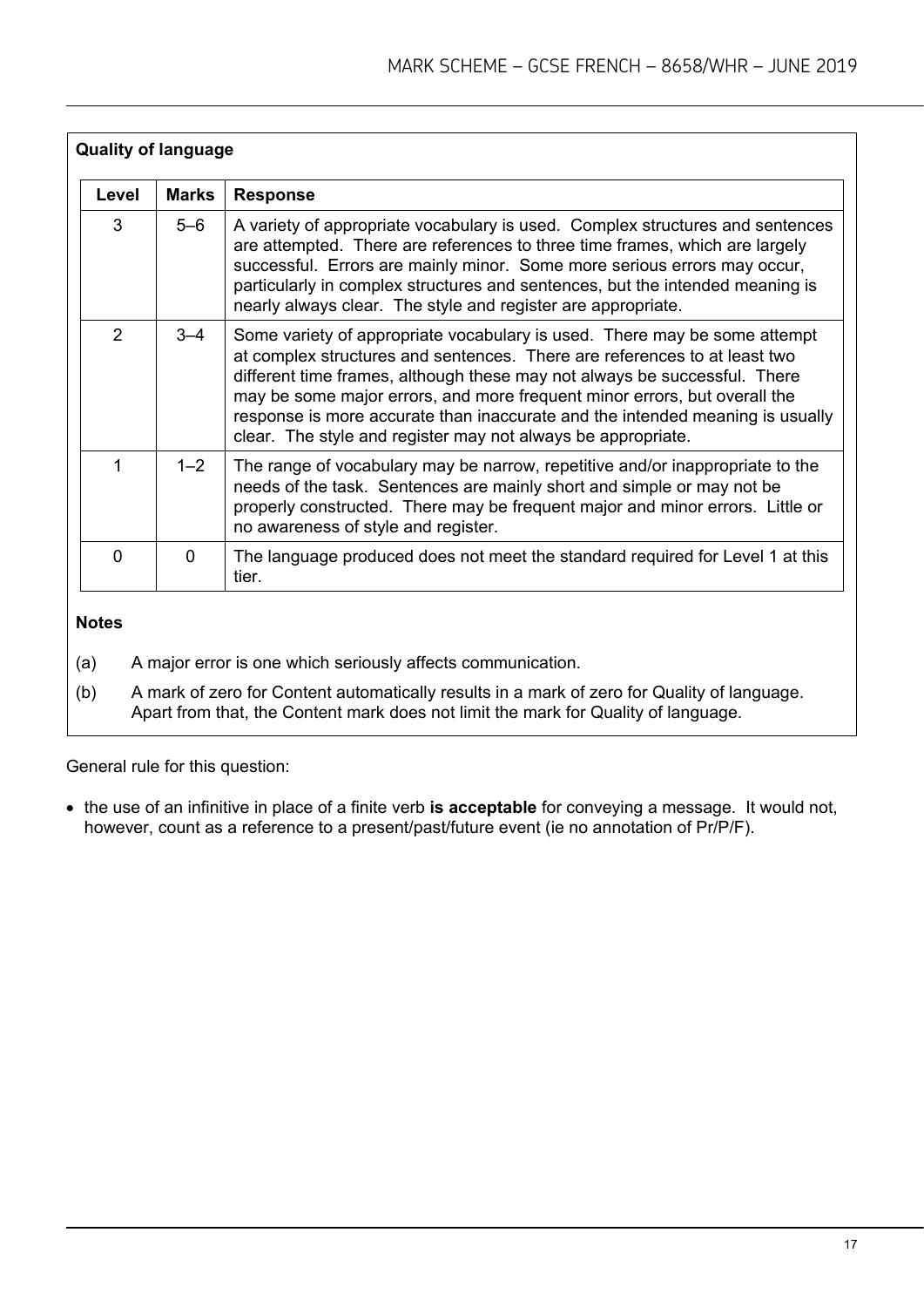**Quality of language**

| Level | Marks | Response |
|---|---|---|
| 3 | 5–6 | A variety of appropriate vocabulary is used. Complex structures and sentences are attempted. There are references to three time frames, which are largely successful. Errors are mainly minor. Some more serious errors may occur, particularly in complex structures and sentences, but the intended meaning is nearly always clear. The style and register are appropriate. |
| 2 | 3–4 | Some variety of appropriate vocabulary is used. There may be some attempt at complex structures and sentences. There are references to at least two different time frames, although these may not always be successful. There may be some major errors, and more frequent minor errors, but overall the response is more accurate than inaccurate and the intended meaning is usually clear. The style and register may not always be appropriate. |
| 1 | 1–2 | The range of vocabulary may be narrow, repetitive and/or inappropriate to the needs of the task. Sentences are mainly short and simple or may not be properly constructed. There may be frequent major and minor errors. Little or no awareness of style and register. |
| 0 | 0 | The language produced does not meet the standard required for Level 1 at this tier. |

**Notes**

(a) A major error is one which seriously affects communication.

(b) A mark of zero for Content automatically results in a mark of zero for Quality of language. Apart from that, the Content mark does not limit the mark for Quality of language.

General rule for this question:

- the use of an infinitive in place of a finite verb **is acceptable** for conveying a message. It would not, however, count as a reference to a present/past/future event (ie no annotation of Pr/P/F).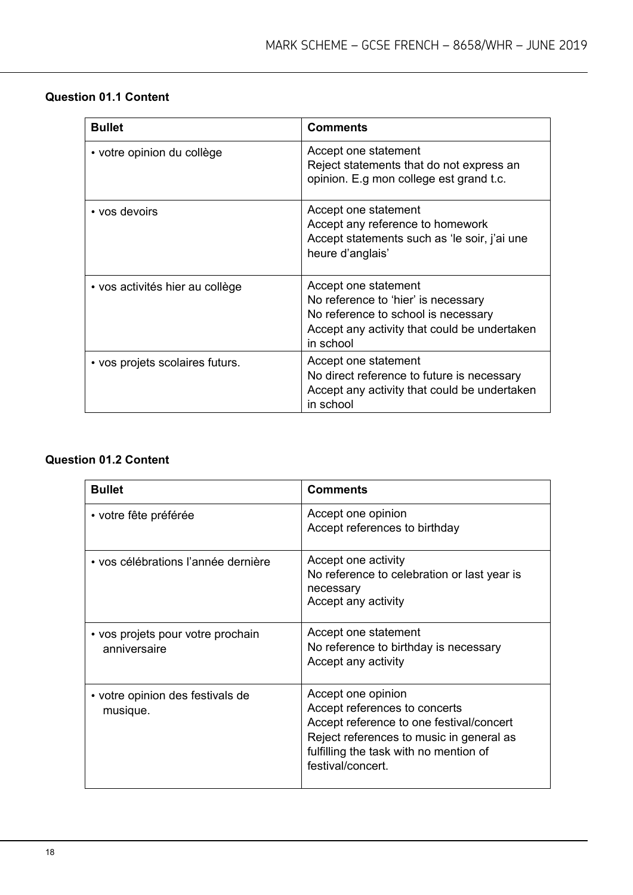### Question 01.1 Content

| Bullet | Comments |
|---|---|
| • votre opinion du collège | Accept one statement<br>Reject statements that do not express an opinion. E.g mon college est grand t.c. |
| • vos devoirs | Accept one statement<br>Accept any reference to homework<br>Accept statements such as 'le soir, j'ai une heure d'anglais' |
| • vos activités hier au collège | Accept one statement<br>No reference to 'hier' is necessary<br>No reference to school is necessary<br>Accept any activity that could be undertaken in school |
| • vos projets scolaires futurs. | Accept one statement<br>No direct reference to future is necessary<br>Accept any activity that could be undertaken in school |

### Question 01.2 Content

| Bullet | Comments |
|---|---|
| • votre fête préférée | Accept one opinion<br>Accept references to birthday |
| • vos célébrations l'année dernière | Accept one activity<br>No reference to celebration or last year is necessary<br>Accept any activity |
| • vos projets pour votre prochain anniversaire | Accept one statement<br>No reference to birthday is necessary<br>Accept any activity |
| • votre opinion des festivals de musique. | Accept one opinion<br>Accept references to concerts<br>Accept reference to one festival/concert<br>Reject references to music in general as fulfilling the task with no mention of festival/concert. |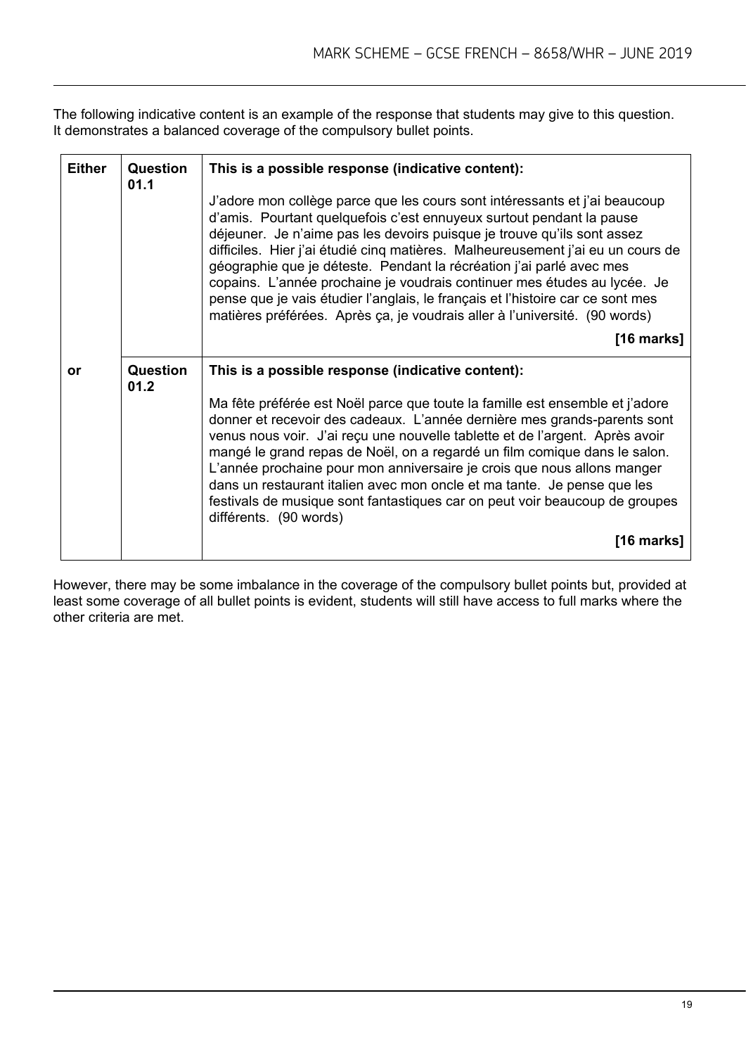The following indicative content is an example of the response that students may give to this question. It demonstrates a balanced coverage of the compulsory bullet points.

| **Either** | **Question 01.1** | **This is a possible response (indicative content):**<br><br>J'adore mon collège parce que les cours sont intéressants et j'ai beaucoup d'amis. Pourtant quelquefois c'est ennuyeux surtout pendant la pause déjeuner. Je n'aime pas les devoirs puisque je trouve qu'ils sont assez difficiles. Hier j'ai étudié cinq matières. Malheureusement j'ai eu un cours de géographie que je déteste. Pendant la récréation j'ai parlé avec mes copains. L'année prochaine je voudrais continuer mes études au lycée. Je pense que je vais étudier l'anglais, le français et l'histoire car ce sont mes matières préférées. Après ça, je voudrais aller à l'université. (90 words)<br><br>**[16 marks]** |
|---|---|---|
| **or** | **Question 01.2** | **This is a possible response (indicative content):**<br><br>Ma fête préférée est Noël parce que toute la famille est ensemble et j'adore donner et recevoir des cadeaux. L'année dernière mes grands-parents sont venus nous voir. J'ai reçu une nouvelle tablette et de l'argent. Après avoir mangé le grand repas de Noël, on a regardé un film comique dans le salon. L'année prochaine pour mon anniversaire je crois que nous allons manger dans un restaurant italien avec mon oncle et ma tante. Je pense que les festivals de musique sont fantastiques car on peut voir beaucoup de groupes différents. (90 words)<br><br>**[16 marks]** |

However, there may be some imbalance in the coverage of the compulsory bullet points but, provided at least some coverage of all bullet points is evident, students will still have access to full marks where the other criteria are met.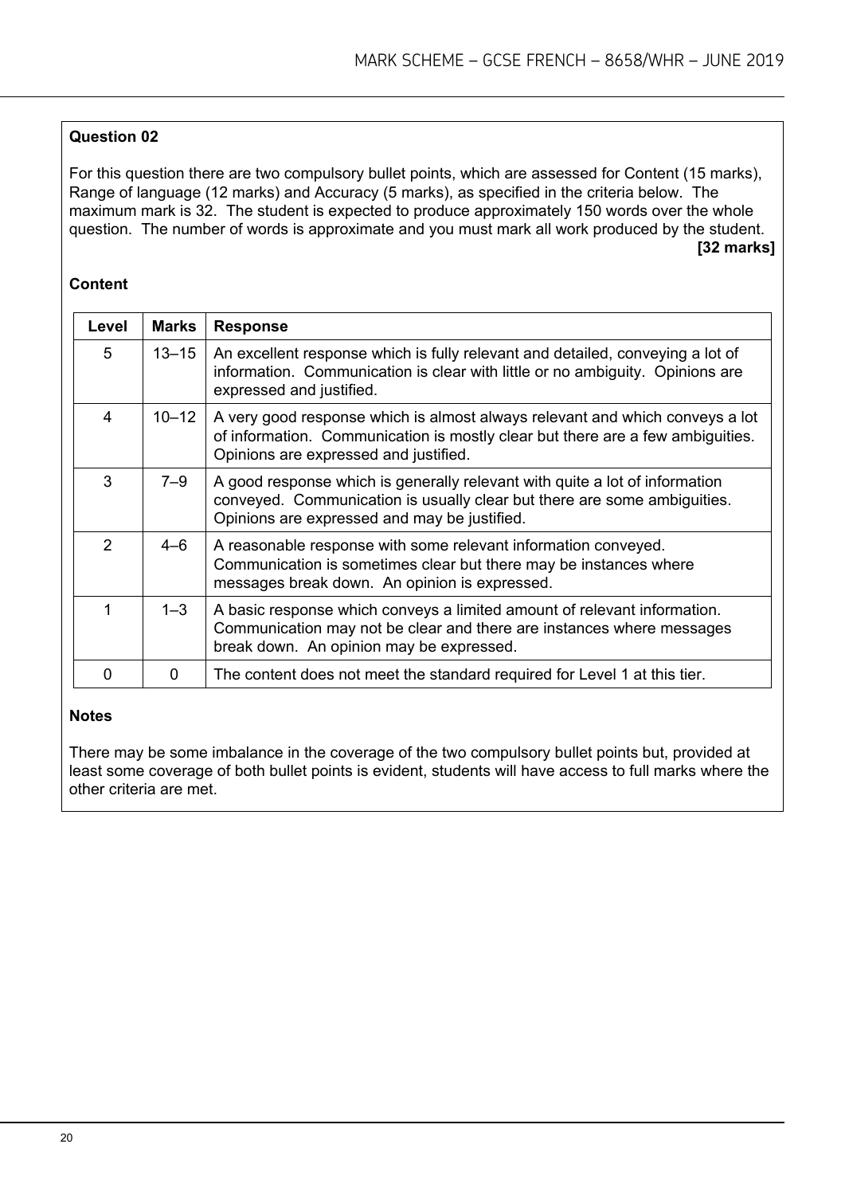**Question 02**

For this question there are two compulsory bullet points, which are assessed for Content (15 marks), Range of language (12 marks) and Accuracy (5 marks), as specified in the criteria below. The maximum mark is 32. The student is expected to produce approximately 150 words over the whole question. The number of words is approximate and you must mark all work produced by the student.

**[32 marks]**

**Content**

| Level | Marks | Response |
|---|---|---|
| 5 | 13–15 | An excellent response which is fully relevant and detailed, conveying a lot of information. Communication is clear with little or no ambiguity. Opinions are expressed and justified. |
| 4 | 10–12 | A very good response which is almost always relevant and which conveys a lot of information. Communication is mostly clear but there are a few ambiguities. Opinions are expressed and justified. |
| 3 | 7–9 | A good response which is generally relevant with quite a lot of information conveyed. Communication is usually clear but there are some ambiguities. Opinions are expressed and may be justified. |
| 2 | 4–6 | A reasonable response with some relevant information conveyed. Communication is sometimes clear but there may be instances where messages break down. An opinion is expressed. |
| 1 | 1–3 | A basic response which conveys a limited amount of relevant information. Communication may not be clear and there are instances where messages break down. An opinion may be expressed. |
| 0 | 0 | The content does not meet the standard required for Level 1 at this tier. |

**Notes**

There may be some imbalance in the coverage of the two compulsory bullet points but, provided at least some coverage of both bullet points is evident, students will have access to full marks where the other criteria are met.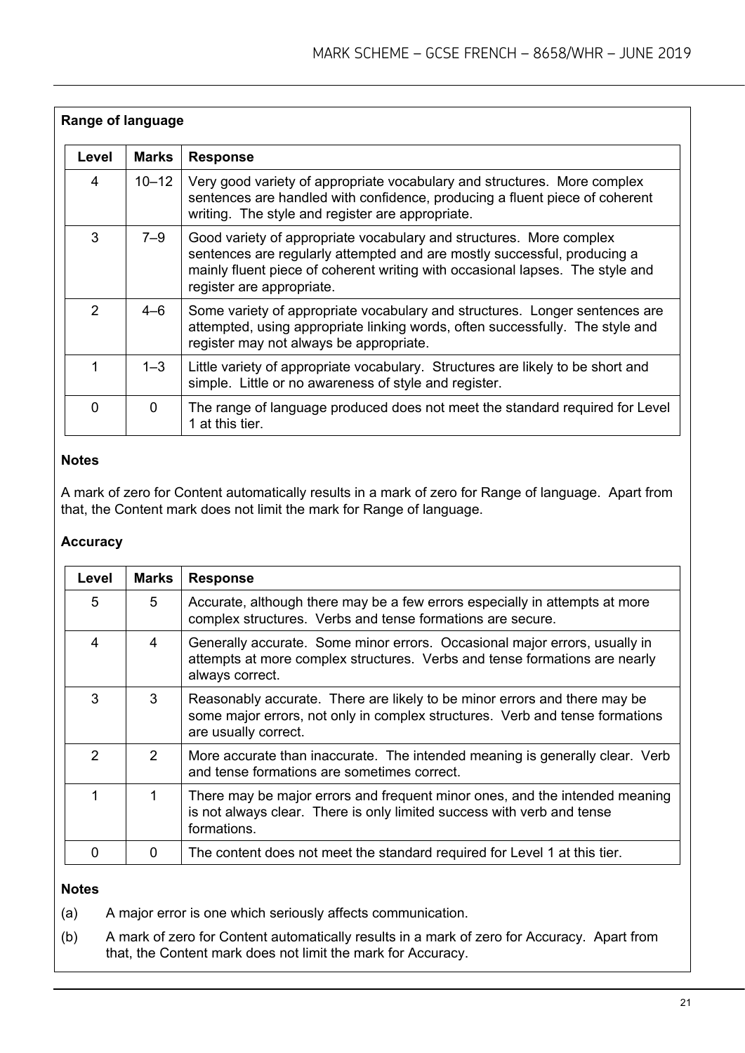**Range of language**

| Level | Marks | Response |
|---|---|---|
| 4 | 10–12 | Very good variety of appropriate vocabulary and structures. More complex sentences are handled with confidence, producing a fluent piece of coherent writing. The style and register are appropriate. |
| 3 | 7–9 | Good variety of appropriate vocabulary and structures. More complex sentences are regularly attempted and are mostly successful, producing a mainly fluent piece of coherent writing with occasional lapses. The style and register are appropriate. |
| 2 | 4–6 | Some variety of appropriate vocabulary and structures. Longer sentences are attempted, using appropriate linking words, often successfully. The style and register may not always be appropriate. |
| 1 | 1–3 | Little variety of appropriate vocabulary. Structures are likely to be short and simple. Little or no awareness of style and register. |
| 0 | 0 | The range of language produced does not meet the standard required for Level 1 at this tier. |

**Notes**

A mark of zero for Content automatically results in a mark of zero for Range of language. Apart from that, the Content mark does not limit the mark for Range of language.

**Accuracy**

| Level | Marks | Response |
|---|---|---|
| 5 | 5 | Accurate, although there may be a few errors especially in attempts at more complex structures. Verbs and tense formations are secure. |
| 4 | 4 | Generally accurate. Some minor errors. Occasional major errors, usually in attempts at more complex structures. Verbs and tense formations are nearly always correct. |
| 3 | 3 | Reasonably accurate. There are likely to be minor errors and there may be some major errors, not only in complex structures. Verb and tense formations are usually correct. |
| 2 | 2 | More accurate than inaccurate. The intended meaning is generally clear. Verb and tense formations are sometimes correct. |
| 1 | 1 | There may be major errors and frequent minor ones, and the intended meaning is not always clear. There is only limited success with verb and tense formations. |
| 0 | 0 | The content does not meet the standard required for Level 1 at this tier. |

**Notes**

(a) A major error is one which seriously affects communication.

(b) A mark of zero for Content automatically results in a mark of zero for Accuracy. Apart from that, the Content mark does not limit the mark for Accuracy.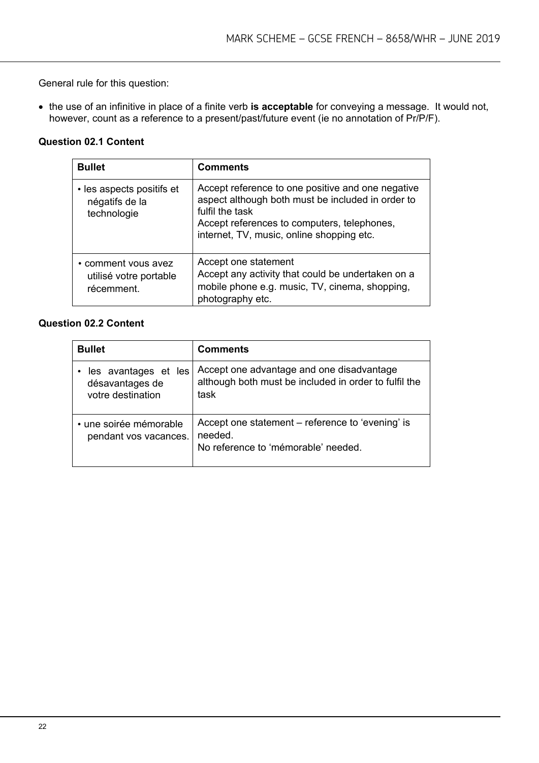General rule for this question:

- the use of an infinitive in place of a finite verb **is acceptable** for conveying a message. It would not, however, count as a reference to a present/past/future event (ie no annotation of Pr/P/F).

**Question 02.1 Content**

| Bullet | Comments |
|---|---|
| • les aspects positifs et négatifs de la technologie | Accept reference to one positive and one negative aspect although both must be included in order to fulfil the task<br>Accept references to computers, telephones, internet, TV, music, online shopping etc. |
| • comment vous avez utilisé votre portable récemment. | Accept one statement<br>Accept any activity that could be undertaken on a mobile phone e.g. music, TV, cinema, shopping, photography etc. |

**Question 02.2 Content**

| Bullet | Comments |
|---|---|
| • les avantages et les désavantages de votre destination | Accept one advantage and one disadvantage although both must be included in order to fulfil the task |
| • une soirée mémorable pendant vos vacances. | Accept one statement – reference to 'evening' is needed.<br>No reference to 'mémorable' needed. |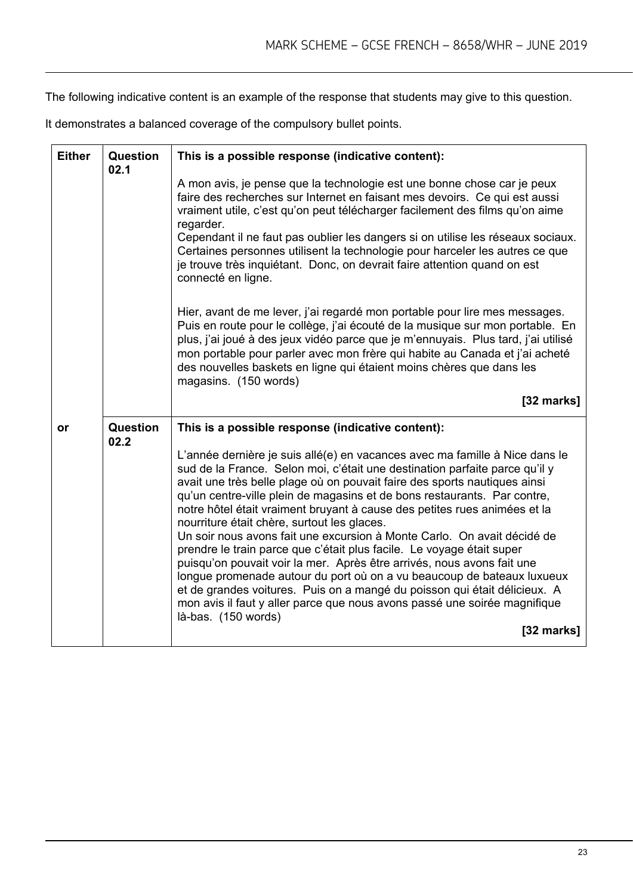The following indicative content is an example of the response that students may give to this question.

It demonstrates a balanced coverage of the compulsory bullet points.

| | | |
|---|---|---|
| **Either** | **Question 02.1** | **This is a possible response (indicative content):**<br><br>A mon avis, je pense que la technologie est une bonne chose car je peux faire des recherches sur Internet en faisant mes devoirs. Ce qui est aussi vraiment utile, c'est qu'on peut télécharger facilement des films qu'on aime regarder.<br>Cependant il ne faut pas oublier les dangers si on utilise les réseaux sociaux. Certaines personnes utilisent la technologie pour harceler les autres ce que je trouve très inquiétant. Donc, on devrait faire attention quand on est connecté en ligne.<br><br>Hier, avant de me lever, j'ai regardé mon portable pour lire mes messages. Puis en route pour le collège, j'ai écouté de la musique sur mon portable. En plus, j'ai joué à des jeux vidéo parce que je m'ennuyais. Plus tard, j'ai utilisé mon portable pour parler avec mon frère qui habite au Canada et j'ai acheté des nouvelles baskets en ligne qui étaient moins chères que dans les magasins. (150 words)<br><br>**[32 marks]** |
| **or** | **Question 02.2** | **This is a possible response (indicative content):**<br><br>L'année dernière je suis allé(e) en vacances avec ma famille à Nice dans le sud de la France. Selon moi, c'était une destination parfaite parce qu'il y avait une très belle plage où on pouvait faire des sports nautiques ainsi qu'un centre-ville plein de magasins et de bons restaurants. Par contre, notre hôtel était vraiment bruyant à cause des petites rues animées et la nourriture était chère, surtout les glaces.<br>Un soir nous avons fait une excursion à Monte Carlo. On avait décidé de prendre le train parce que c'était plus facile. Le voyage était super puisqu'on pouvait voir la mer. Après être arrivés, nous avons fait une longue promenade autour du port où on a vu beaucoup de bateaux luxueux et de grandes voitures. Puis on a mangé du poisson qui était délicieux. A mon avis il faut y aller parce que nous avons passé une soirée magnifique là-bas. (150 words)<br><br>**[32 marks]** |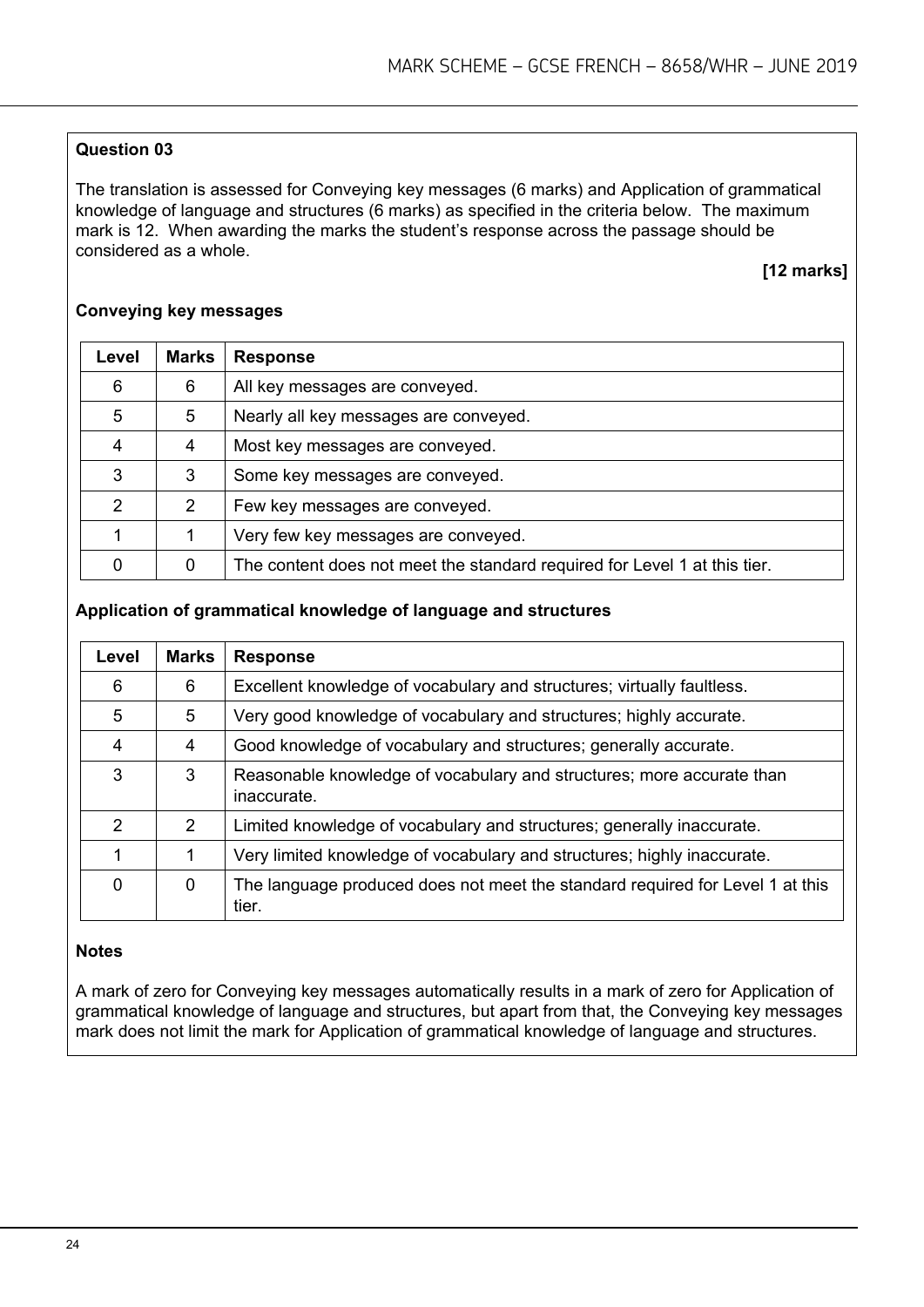**Question 03**

The translation is assessed for Conveying key messages (6 marks) and Application of grammatical knowledge of language and structures (6 marks) as specified in the criteria below. The maximum mark is 12. When awarding the marks the student's response across the passage should be considered as a whole.

**[12 marks]**

**Conveying key messages**

| Level | Marks | Response |
|---|---|---|
| 6 | 6 | All key messages are conveyed. |
| 5 | 5 | Nearly all key messages are conveyed. |
| 4 | 4 | Most key messages are conveyed. |
| 3 | 3 | Some key messages are conveyed. |
| 2 | 2 | Few key messages are conveyed. |
| 1 | 1 | Very few key messages are conveyed. |
| 0 | 0 | The content does not meet the standard required for Level 1 at this tier. |

**Application of grammatical knowledge of language and structures**

| Level | Marks | Response |
|---|---|---|
| 6 | 6 | Excellent knowledge of vocabulary and structures; virtually faultless. |
| 5 | 5 | Very good knowledge of vocabulary and structures; highly accurate. |
| 4 | 4 | Good knowledge of vocabulary and structures; generally accurate. |
| 3 | 3 | Reasonable knowledge of vocabulary and structures; more accurate than inaccurate. |
| 2 | 2 | Limited knowledge of vocabulary and structures; generally inaccurate. |
| 1 | 1 | Very limited knowledge of vocabulary and structures; highly inaccurate. |
| 0 | 0 | The language produced does not meet the standard required for Level 1 at this tier. |

**Notes**

A mark of zero for Conveying key messages automatically results in a mark of zero for Application of grammatical knowledge of language and structures, but apart from that, the Conveying key messages mark does not limit the mark for Application of grammatical knowledge of language and structures.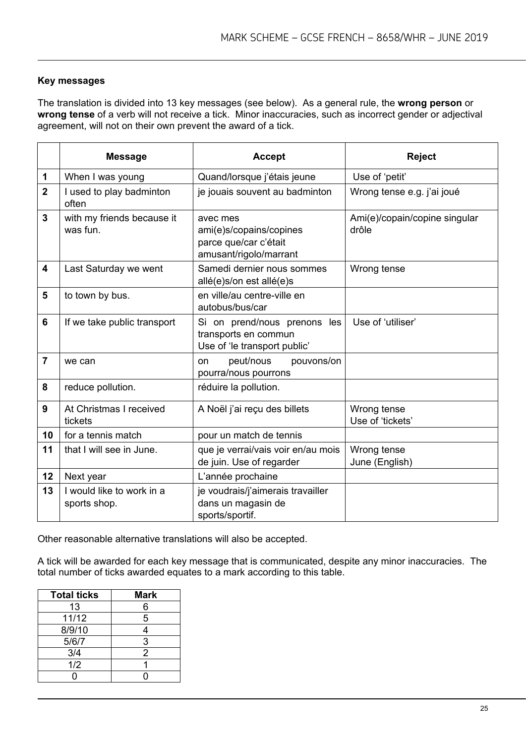**Key messages**

The translation is divided into 13 key messages (see below). As a general rule, the **wrong person** or **wrong tense** of a verb will not receive a tick. Minor inaccuracies, such as incorrect gender or adjectival agreement, will not on their own prevent the award of a tick.

| | Message | Accept | Reject |
|---|---|---|---|
| 1 | When I was young | Quand/lorsque j'étais jeune | Use of 'petit' |
| 2 | I used to play badminton often | je jouais souvent au badminton | Wrong tense e.g. j'ai joué |
| 3 | with my friends because it was fun. | avec mes ami(e)s/copains/copines parce que/car c'était amusant/rigolo/marrant | Ami(e)/copain/copine singular drôle |
| 4 | Last Saturday we went | Samedi dernier nous sommes allé(e)s/on est allé(e)s | Wrong tense |
| 5 | to town by bus. | en ville/au centre-ville en autobus/bus/car | |
| 6 | If we take public transport | Si on prend/nous prenons les transports en commun Use of 'le transport public' | Use of 'utiliser' |
| 7 | we can | on peut/nous pouvons/on pourra/nous pourrons | |
| 8 | reduce pollution. | réduire la pollution. | |
| 9 | At Christmas I received tickets | A Noël j'ai reçu des billets | Wrong tense Use of 'tickets' |
| 10 | for a tennis match | pour un match de tennis | |
| 11 | that I will see in June. | que je verrai/vais voir en/au mois de juin. Use of regarder | Wrong tense June (English) |
| 12 | Next year | L'année prochaine | |
| 13 | I would like to work in a sports shop. | je voudrais/j'aimerais travailler dans un magasin de sports/sportif. | |

Other reasonable alternative translations will also be accepted.

A tick will be awarded for each key message that is communicated, despite any minor inaccuracies. The total number of ticks awarded equates to a mark according to this table.

| Total ticks | Mark |
|---|---|
| 13 | 6 |
| 11/12 | 5 |
| 8/9/10 | 4 |
| 5/6/7 | 3 |
| 3/4 | 2 |
| 1/2 | 1 |
| 0 | 0 |